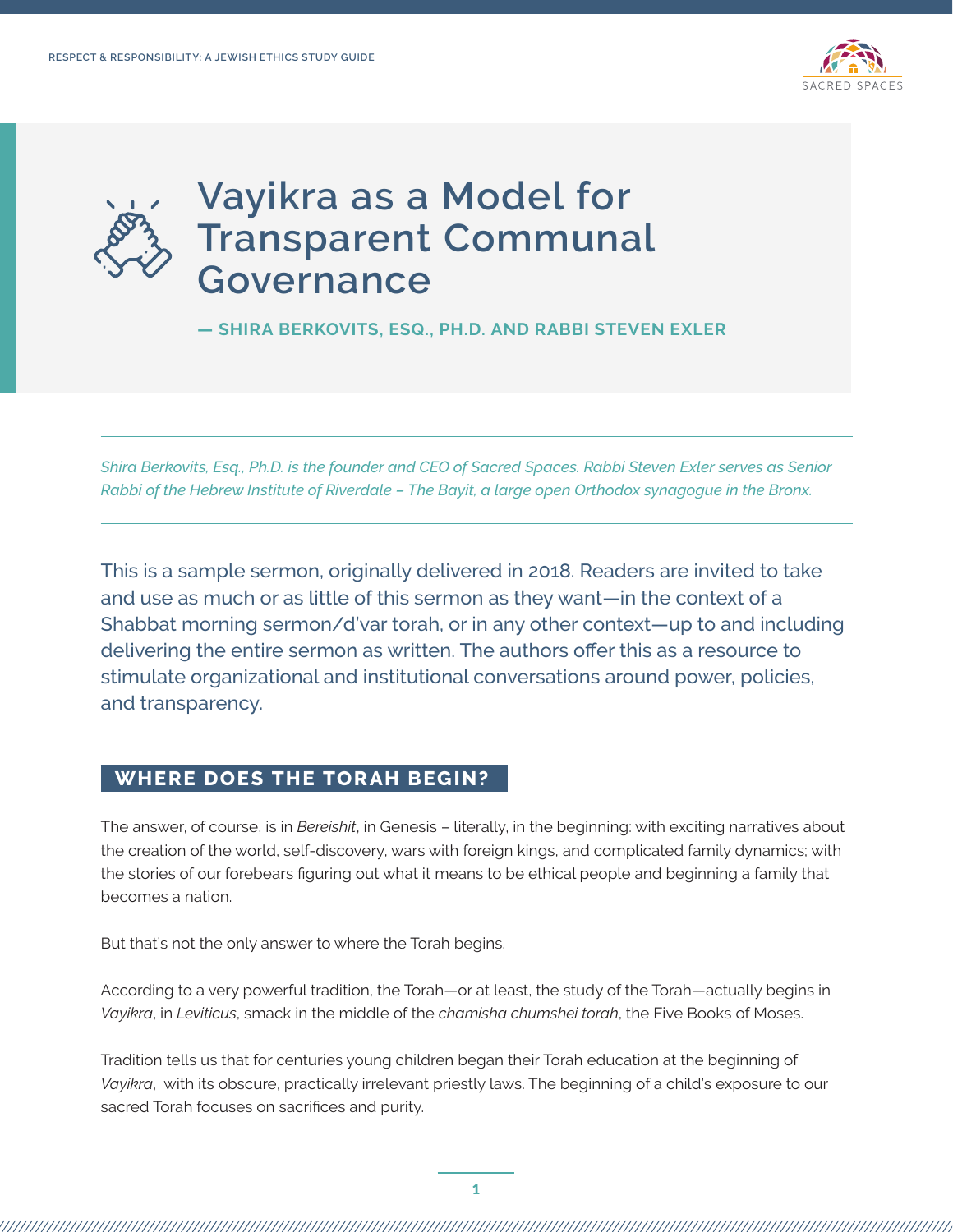# Vayikra as a Model for Transparent Communal Governance

**— SHIRA BERKOVITS, ESQ., PH.D. AND RABBI STEVEN EXLER**

*Shira Berkovits, Esq., Ph.D. is the founder and CEO of Sacred Spaces. Rabbi Steven Exler serves as Senior Rabbi of the Hebrew Institute of Riverdale – The Bayit, a large open Orthodox synagogue in the Bronx.*

This is a sample sermon, originally delivered in 2018. Readers are invited to take and use as much or as little of this sermon as they want—in the context of a Shabbat morning sermon/d'var torah, or in any other context—up to and including delivering the entire sermon as written. The authors offer this as a resource to stimulate organizational and institutional conversations around power, policies, and transparency.

## WHERE DOES THE TORAH BEGIN?

The answer, of course, is in *Bereishit*, in Genesis – literally, in the beginning: with exciting narratives about the creation of the world, self-discovery, wars with foreign kings, and complicated family dynamics; with the stories of our forebears figuring out what it means to be ethical people and beginning a family that becomes a nation.

But that's not the only answer to where the Torah begins.

According to a very powerful tradition, the Torah—or at least, the study of the Torah—actually begins in *Vayikra*, in *Leviticus*, smack in the middle of the *chamisha chumshei torah*, the Five Books of Moses.

Tradition tells us that for centuries young children began their Torah education at the beginning of *Vayikra*, with its obscure, practically irrelevant priestly laws. The beginning of a child's exposure to our sacred Torah focuses on sacrifices and purity.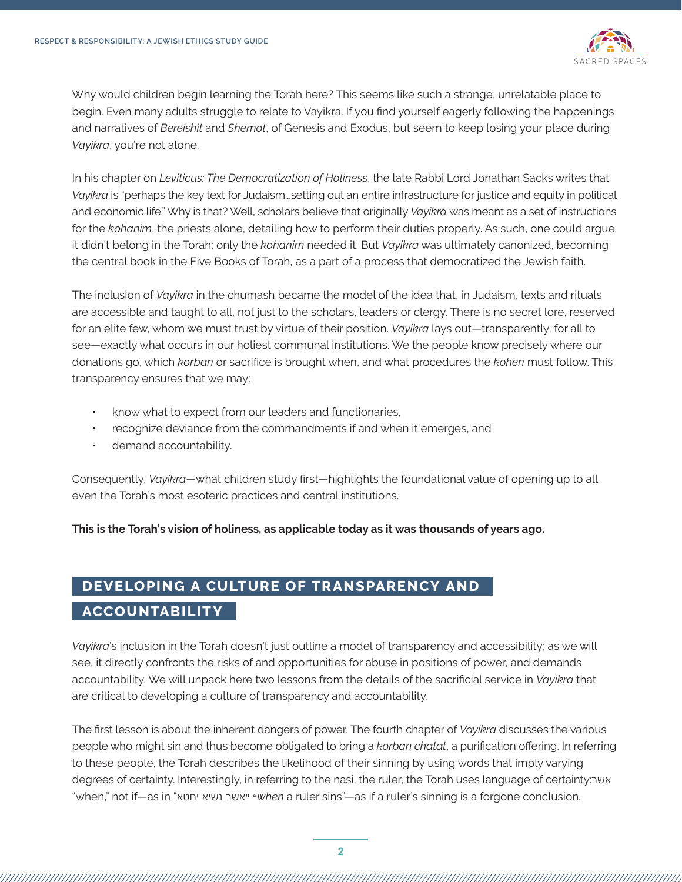Why would children begin learning the Torah here? This seems like such a strange, unrelatable place to begin. Even many adults struggle to relate to Vayikra. If you find yourself eagerly following the happenings and narratives of *Bereishit* and *Shemot*, of Genesis and Exodus, but seem to keep losing your place during *Vayikra*, you're not alone.

In his chapter on *Leviticus: The Democratization of Holiness*, the late Rabbi Lord Jonathan Sacks writes that *Vayikra* is "perhaps the key text for Judaism...setting out an entire infrastructure for justice and equity in political and economic life." Why is that? Well, scholars believe that originally *Vayikra* was meant as a set of instructions for the *kohanim*, the priests alone, detailing how to perform their duties properly. As such, one could argue it didn't belong in the Torah; only the *kohanim* needed it. But *Vayikra* was ultimately canonized, becoming the central book in the Five Books of Torah, as a part of a process that democratized the Jewish faith.

The inclusion of *Vayikra* in the chumash became the model of the idea that, in Judaism, texts and rituals are accessible and taught to all, not just to the scholars, leaders or clergy. There is no secret lore, reserved for an elite few, whom we must trust by virtue of their position. *Vayikra* lays out—transparently, for all to see—exactly what occurs in our holiest communal institutions. We the people know precisely where our donations go, which *korban* or sacrifice is brought when, and what procedures the *kohen* must follow. This transparency ensures that we may:

- know what to expect from our leaders and functionaries,
- recognize deviance from the commandments if and when it emerges, and
- demand accountability.

Consequently, *Vayikra*—what children study first—highlights the foundational value of opening up to all even the Torah's most esoteric practices and central institutions.

**This is the Torah's vision of holiness, as applicable today as it was thousands of years ago.**

## DEVELOPING A CULTURE OF TRANSPARENCY AND ACCOUNTABILITY

*Vayikra*'s inclusion in the Torah doesn't just outline a model of transparency and accessibility; as we will see, it directly confronts the risks of and opportunities for abuse in positions of power, and demands accountability. We will unpack here two lessons from the details of the sacrificial service in *Vayikra* that are critical to developing a culture of transparency and accountability.

The first lesson is about the inherent dangers of power. The fourth chapter of *Vayikra* discusses the various people who might sin and thus become obligated to bring a *korban chatat*, a purification offering. In referring to these people, the Torah describes the likelihood of their sinning by using words that imply varying degrees of certainty. Interestingly, in referring to the nasi, the ruler, the Torah uses language of certainty: אשר "when," not if—as in "אשר נשיא יחטא" "*when* a ruler sins"—as if a ruler's sinning is a forgone conclusion.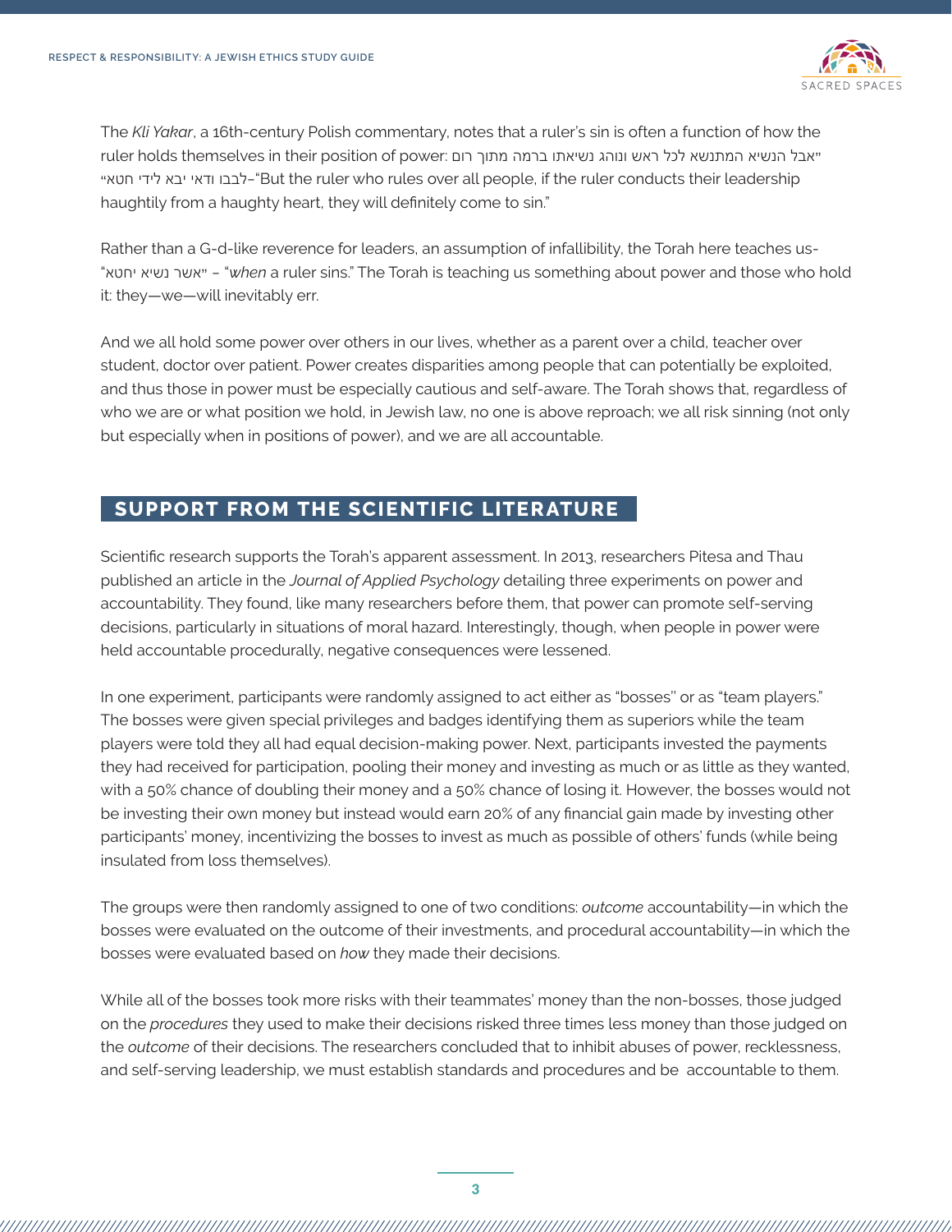The *Kli Yakar*, a 16th-century Polish commentary, notes that a ruler's sin is often a function of how the ruler holds themselves in their position of power: "אבל הנשיא המתנשא לכל ראש ונוהג נשיאתו ברמה מתוך רום לבבו ודאי יבא לידי חטא"–"But the ruler who rules over all people, if the ruler conducts their leadership haughtily from a haughty heart, they will definitely come to sin."

Rather than a G-d-like reverence for leaders, an assumption of infallibility, the Torah here teaches us- "אשר נשיא יחטא" – "*when* a ruler sins." The Torah is teaching us something about power and those who hold it: they—we—will inevitably err.

And we all hold some power over others in our lives, whether as a parent over a child, teacher over student, doctor over patient. Power creates disparities among people that can potentially be exploited, and thus those in power must be especially cautious and self-aware. The Torah shows that, regardless of who we are or what position we hold, in Jewish law, no one is above reproach; we all risk sinning (not only but especially when in positions of power), and we are all accountable.

## SUPPORT FROM THE SCIENTIFIC LITERATURE

Scientific research supports the Torah's apparent assessment. In 2013, researchers Pitesa and Thau published an article in the *Journal of Applied Psychology* detailing three experiments on power and accountability. They found, like many researchers before them, that power can promote self-serving decisions, particularly in situations of moral hazard. Interestingly, though, when people in power were held accountable procedurally, negative consequences were lessened.

In one experiment, participants were randomly assigned to act either as "bosses" or as "team players." The bosses were given special privileges and badges identifying them as superiors while the team players were told they all had equal decision-making power. Next, participants invested the payments they had received for participation, pooling their money and investing as much or as little as they wanted, with a 50% chance of doubling their money and a 50% chance of losing it. However, the bosses would not be investing their own money but instead would earn 20% of any financial gain made by investing other participants' money, incentivizing the bosses to invest as much as possible of others' funds (while being insulated from loss themselves).

The groups were then randomly assigned to one of two conditions: *outcome* accountability—in which the bosses were evaluated on the outcome of their investments, and procedural accountability—in which the bosses were evaluated based on *how* they made their decisions.

While all of the bosses took more risks with their teammates' money than the non-bosses, those judged on the *procedures* they used to make their decisions risked three times less money than those judged on the *outcome* of their decisions. The researchers concluded that to inhibit abuses of power, recklessness, and self-serving leadership, we must establish standards and procedures and be accountable to them.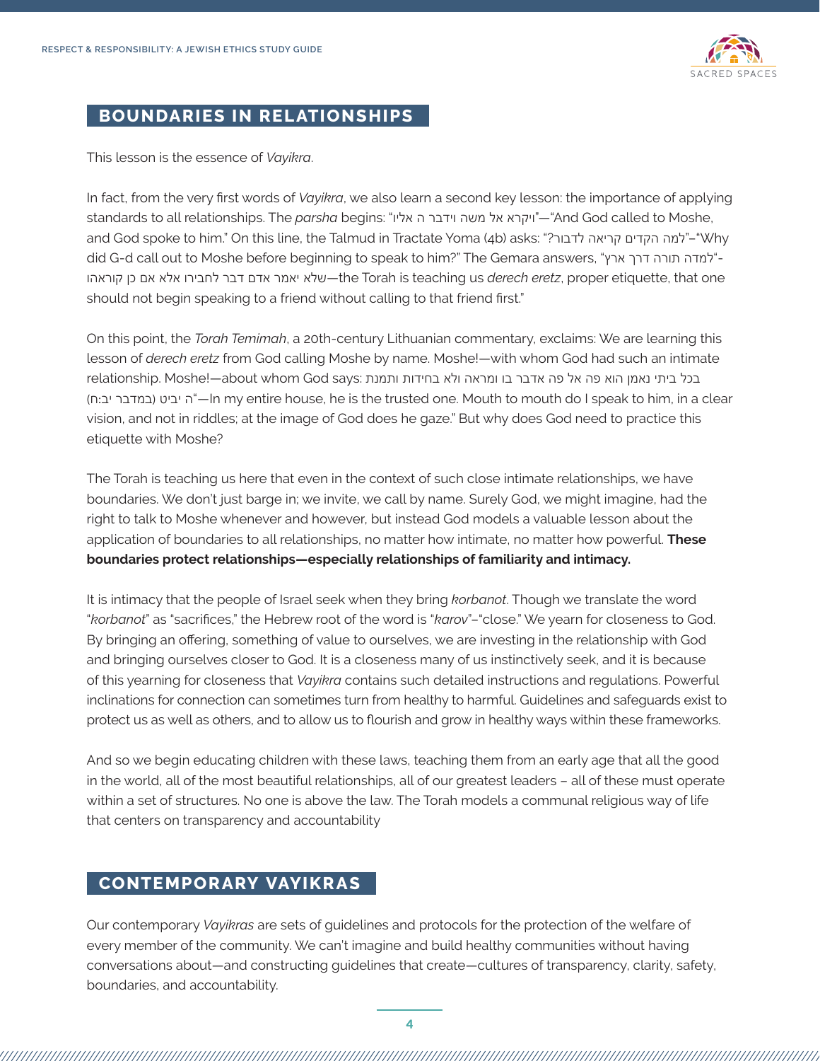## BOUNDARIES IN RELATIONSHIPS

This lesson is the essence of *Vayikra*.

In fact, from the very first words of *Vayikra*, we also learn a second key lesson: the importance of applying standards to all relationships. The *parsha* begins: "ויקרא אל משה וידבר ה אליו"—"And God called to Moshe, and God spoke to him." On this line, the Talmud in Tractate Yoma (4b) asks: "למה הקדים קריאה לדבור?"–"Why did G-d call out to Moshe before beginning to speak to him?" The Gemara answers, "למדה תורה דרך ארץ-שלא יאמר אדם דבר לחבירו אלא אם כן קוראהו—the Torah is teaching us *derech eretz*, proper etiquette, that one should not begin speaking to a friend without calling to that friend first."

On this point, the *Torah Temimah*, a 20th-century Lithuanian commentary, exclaims: We are learning this lesson of *derech eretz* from God calling Moshe by name. Moshe!—with whom God had such an intimate relationship. Moshe!—about whom God says: בכל ביתי נאמן הוא פה אל פה אדבר בו ומראה ולא בחידות ותמנת ה יביט (במדבר יב:ח)"—In my entire house, he is the trusted one. Mouth to mouth do I speak to him, in a clear vision, and not in riddles; at the image of God does he gaze." But why does God need to practice this etiquette with Moshe?

The Torah is teaching us here that even in the context of such close intimate relationships, we have boundaries. We don't just barge in; we invite, we call by name. Surely God, we might imagine, had the right to talk to Moshe whenever and however, but instead God models a valuable lesson about the application of boundaries to all relationships, no matter how intimate, no matter how powerful. **These boundaries protect relationships—especially relationships of familiarity and intimacy.**

It is intimacy that the people of Israel seek when they bring *korbanot*. Though we translate the word "*korbanot*" as "sacrifices," the Hebrew root of the word is "*karov*"–"close." We yearn for closeness to God. By bringing an offering, something of value to ourselves, we are investing in the relationship with God and bringing ourselves closer to God. It is a closeness many of us instinctively seek, and it is because of this yearning for closeness that *Vayikra* contains such detailed instructions and regulations. Powerful inclinations for connection can sometimes turn from healthy to harmful. Guidelines and safeguards exist to protect us as well as others, and to allow us to flourish and grow in healthy ways within these frameworks.

And so we begin educating children with these laws, teaching them from an early age that all the good in the world, all of the most beautiful relationships, all of our greatest leaders – all of these must operate within a set of structures. No one is above the law. The Torah models a communal religious way of life that centers on transparency and accountability

## CONTEMPORARY VAYIKRAS

Our contemporary *Vayikras* are sets of guidelines and protocols for the protection of the welfare of every member of the community. We can't imagine and build healthy communities without having conversations about—and constructing guidelines that create—cultures of transparency, clarity, safety, boundaries, and accountability.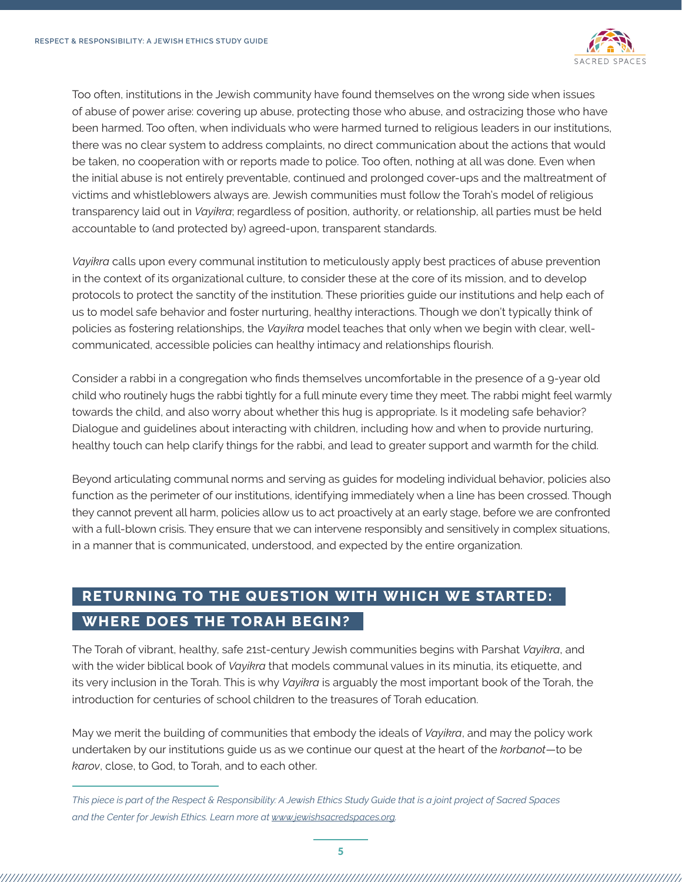Too often, institutions in the Jewish community have found themselves on the wrong side when issues of abuse of power arise: covering up abuse, protecting those who abuse, and ostracizing those who have been harmed. Too often, when individuals who were harmed turned to religious leaders in our institutions, there was no clear system to address complaints, no direct communication about the actions that would be taken, no cooperation with or reports made to police. Too often, nothing at all was done. Even when the initial abuse is not entirely preventable, continued and prolonged cover-ups and the maltreatment of victims and whistleblowers always are. Jewish communities must follow the Torah's model of religious transparency laid out in *Vayikra*; regardless of position, authority, or relationship, all parties must be held accountable to (and protected by) agreed-upon, transparent standards.

*Vayikra* calls upon every communal institution to meticulously apply best practices of abuse prevention in the context of its organizational culture, to consider these at the core of its mission, and to develop protocols to protect the sanctity of the institution. These priorities guide our institutions and help each of us to model safe behavior and foster nurturing, healthy interactions. Though we don't typically think of policies as fostering relationships, the *Vayikra* model teaches that only when we begin with clear, well-communicated, accessible policies can healthy intimacy and relationships flourish.

Consider a rabbi in a congregation who finds themselves uncomfortable in the presence of a 9-year old child who routinely hugs the rabbi tightly for a full minute every time they meet. The rabbi might feel warmly towards the child, and also worry about whether this hug is appropriate. Is it modeling safe behavior? Dialogue and guidelines about interacting with children, including how and when to provide nurturing, healthy touch can help clarify things for the rabbi, and lead to greater support and warmth for the child.

Beyond articulating communal norms and serving as guides for modeling individual behavior, policies also function as the perimeter of our institutions, identifying immediately when a line has been crossed. Though they cannot prevent all harm, policies allow us to act proactively at an early stage, before we are confronted with a full-blown crisis. They ensure that we can intervene responsibly and sensitively in complex situations, in a manner that is communicated, understood, and expected by the entire organization.

## RETURNING TO THE QUESTION WITH WHICH WE STARTED: WHERE DOES THE TORAH BEGIN?

The Torah of vibrant, healthy, safe 21st-century Jewish communities begins with Parshat *Vayikra*, and with the wider biblical book of *Vayikra* that models communal values in its minutia, its etiquette, and its very inclusion in the Torah. This is why *Vayikra* is arguably the most important book of the Torah, the introduction for centuries of school children to the treasures of Torah education.

May we merit the building of communities that embody the ideals of *Vayikra*, and may the policy work undertaken by our institutions guide us as we continue our quest at the heart of the *korbanot*—to be *karov*, close, to God, to Torah, and to each other.

---

*This piece is part of the Respect & Responsibility: A Jewish Ethics Study Guide that is a joint project of Sacred Spaces and the Center for Jewish Ethics. Learn more at www.jewishsacredspaces.org.*